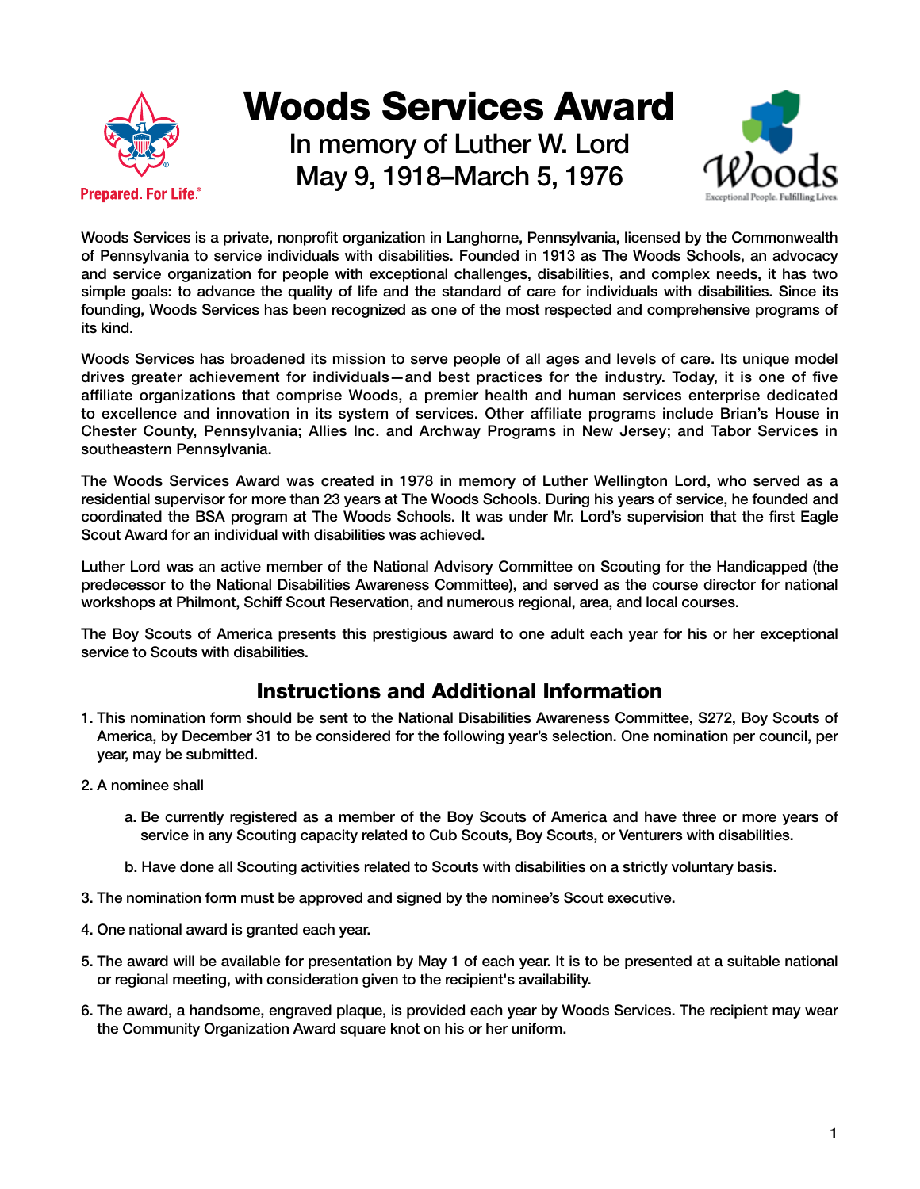# Woods Services Award

## In memory of Luther W. Lord
## May 9, 1918–March 5, 1976

Prepared. For Life.®

Woods

Exceptional People. Fulfilling Lives.

Woods Services is a private, nonprofit organization in Langhorne, Pennsylvania, licensed by the Commonwealth of Pennsylvania to service individuals with disabilities. Founded in 1913 as The Woods Schools, an advocacy and service organization for people with exceptional challenges, disabilities, and complex needs, it has two simple goals: to advance the quality of life and the standard of care for individuals with disabilities. Since its founding, Woods Services has been recognized as one of the most respected and comprehensive programs of its kind.

Woods Services has broadened its mission to serve people of all ages and levels of care. Its unique model drives greater achievement for individuals—and best practices for the industry. Today, it is one of five affiliate organizations that comprise Woods, a premier health and human services enterprise dedicated to excellence and innovation in its system of services. Other affiliate programs include Brian's House in Chester County, Pennsylvania; Allies Inc. and Archway Programs in New Jersey; and Tabor Services in southeastern Pennsylvania.

The Woods Services Award was created in 1978 in memory of Luther Wellington Lord, who served as a residential supervisor for more than 23 years at The Woods Schools. During his years of service, he founded and coordinated the BSA program at The Woods Schools. It was under Mr. Lord's supervision that the first Eagle Scout Award for an individual with disabilities was achieved.

Luther Lord was an active member of the National Advisory Committee on Scouting for the Handicapped (the predecessor to the National Disabilities Awareness Committee), and served as the course director for national workshops at Philmont, Schiff Scout Reservation, and numerous regional, area, and local courses.

The Boy Scouts of America presents this prestigious award to one adult each year for his or her exceptional service to Scouts with disabilities.

## Instructions and Additional Information

1. This nomination form should be sent to the National Disabilities Awareness Committee, S272, Boy Scouts of America, by December 31 to be considered for the following year's selection. One nomination per council, per year, may be submitted.
2. A nominee shall
   a. Be currently registered as a member of the Boy Scouts of America and have three or more years of service in any Scouting capacity related to Cub Scouts, Boy Scouts, or Venturers with disabilities.
   b. Have done all Scouting activities related to Scouts with disabilities on a strictly voluntary basis.
3. The nomination form must be approved and signed by the nominee's Scout executive.
4. One national award is granted each year.
5. The award will be available for presentation by May 1 of each year. It is to be presented at a suitable national or regional meeting, with consideration given to the recipient's availability.
6. The award, a handsome, engraved plaque, is provided each year by Woods Services. The recipient may wear the Community Organization Award square knot on his or her uniform.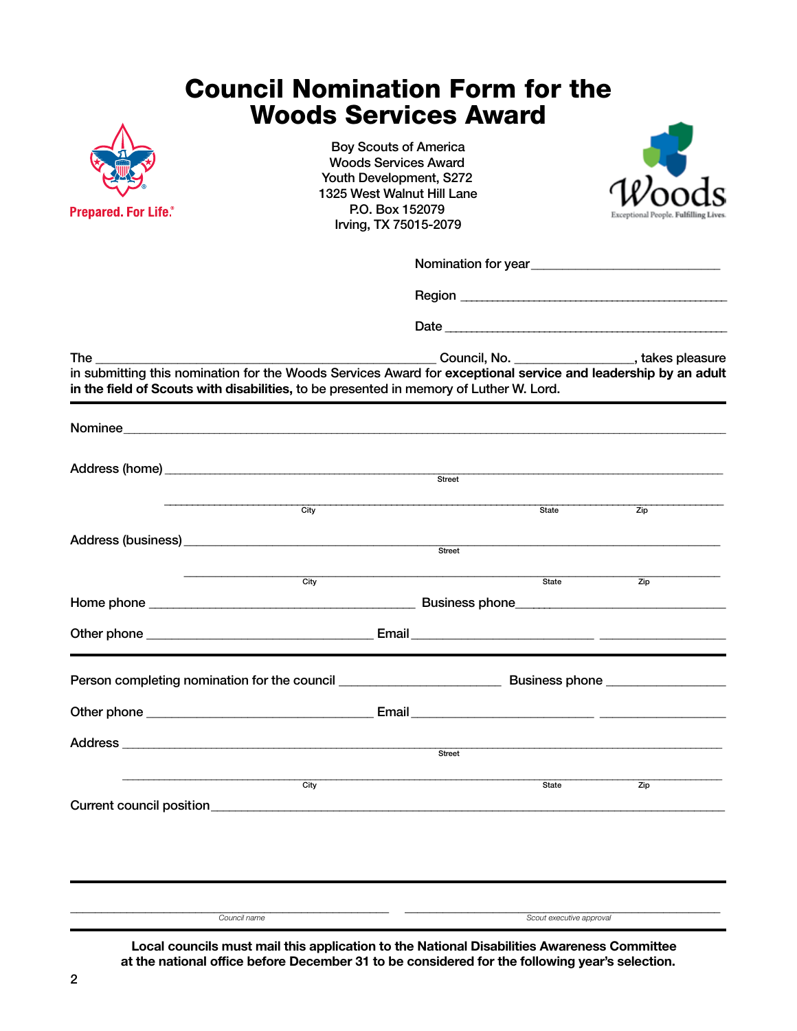# Council Nomination Form for the Woods Services Award

Prepared. For Life.®

Boy Scouts of America
Woods Services Award
Youth Development, S272
1325 West Walnut Hill Lane
P.O. Box 152079
Irving, TX 75015-2079

Woods
Exceptional People. Fulfilling Lives.

Nomination for year ___________________________

Region ___________________________________________

Date _____________________________________________

The __________________________________________________ Council, No. ________________, takes pleasure in submitting this nomination for the Woods Services Award for **exceptional service and leadership by an adult in the field of Scouts with disabilities,** to be presented in memory of Luther W. Lord.

---

Nominee ____________________________________________________________________________________

Address (home) ______________________________________________________________________________
Street

________________________________________________________________________________
City State Zip

Address (business) ___________________________________________________________________________
Street

________________________________________________________________________________
City State Zip

Home phone _______________________________________ Business phone_____________________________

Other phone ______________________________ Email ________________________ ____________________

---

Person completing nomination for the council ______________________ Business phone ________________

Other phone ______________________________ Email ________________________ ____________________

Address ____________________________________________________________________________________
Street

________________________________________________________________________________
City State Zip

Current council position _____________________________________________________________________

---

_____________________________________________ _____________________________________________
*Council name* *Scout executive approval*

---

**Local councils must mail this application to the National Disabilities Awareness Committee at the national office before December 31 to be considered for the following year's selection.**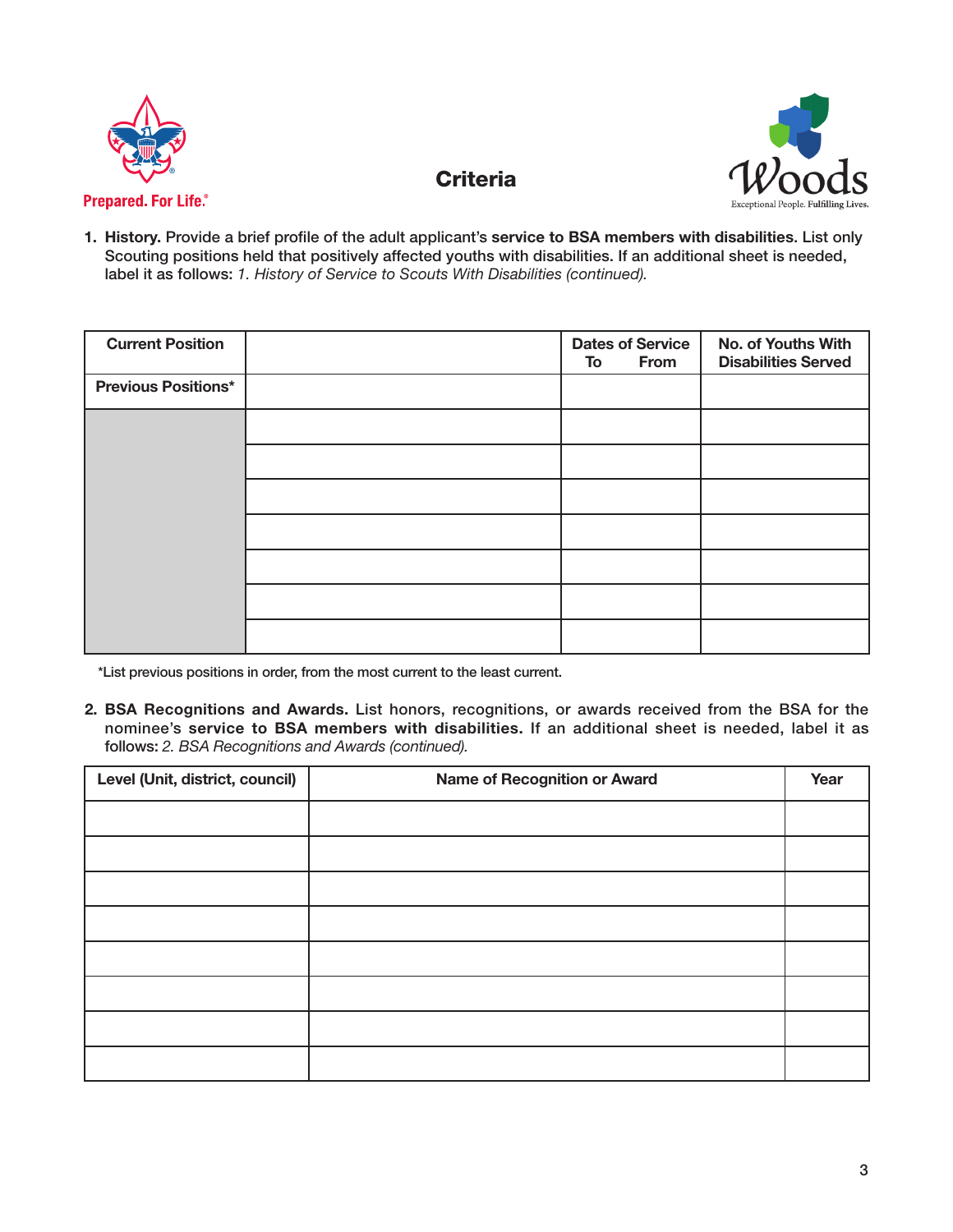Prepared. For Life.®

# Criteria

Woods
Exceptional People. Fulfilling Lives.

1. **History.** Provide a brief profile of the adult applicant's **service to BSA members with disabilities.** List only Scouting positions held that positively affected youths with disabilities. If an additional sheet is needed, label it as follows: *1. History of Service to Scouts With Disabilities (continued).*

| Current Position | | Dates of Service<br>To From | No. of Youths With Disabilities Served |
|---|---|---|---|
| Previous Positions* | | | |
| | | | |
| | | | |
| | | | |
| | | | |
| | | | |
| | | | |
| | | | |

*List previous positions in order, from the most current to the least current.

2. **BSA Recognitions and Awards.** List honors, recognitions, or awards received from the BSA for the nominee's **service to BSA members with disabilities.** If an additional sheet is needed, label it as follows: *2. BSA Recognitions and Awards (continued).*

| Level (Unit, district, council) | Name of Recognition or Award | Year |
|---|---|---|
| | | |
| | | |
| | | |
| | | |
| | | |
| | | |
| | | |
| | | |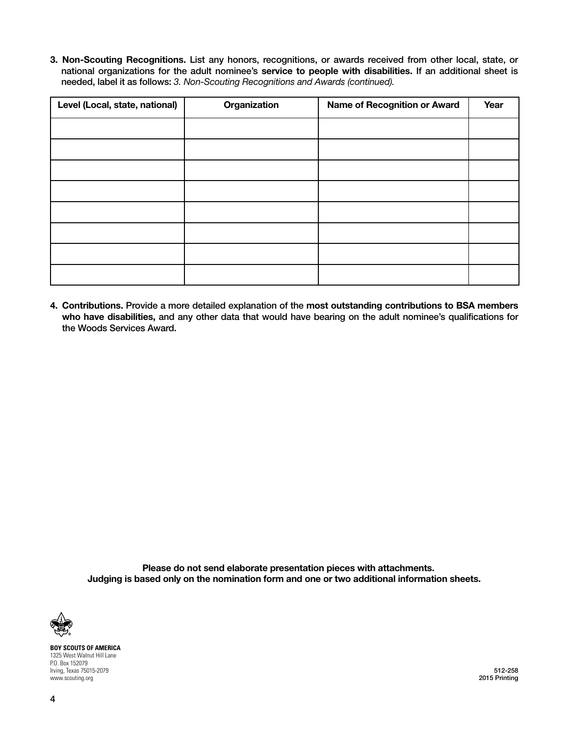**3. Non-Scouting Recognitions.** List any honors, recognitions, or awards received from other local, state, or national organizations for the adult nominee's **service to people with disabilities.** If an additional sheet is needed, label it as follows: *3. Non-Scouting Recognitions and Awards (continued).*

| Level (Local, state, national) | Organization | Name of Recognition or Award | Year |
|---|---|---|---|
| | | | |
| | | | |
| | | | |
| | | | |
| | | | |
| | | | |
| | | | |
| | | | |

**4. Contributions.** Provide a more detailed explanation of the **most outstanding contributions to BSA members who have disabilities,** and any other data that would have bearing on the adult nominee's qualifications for the Woods Services Award.

**Please do not send elaborate presentation pieces with attachments.**
**Judging is based only on the nomination form and one or two additional information sheets.**

**BOY SCOUTS OF AMERICA**
1325 West Walnut Hill Lane
P.O. Box 152079
Irving, Texas 75015-2079
www.scouting.org

512-258
2015 Printing